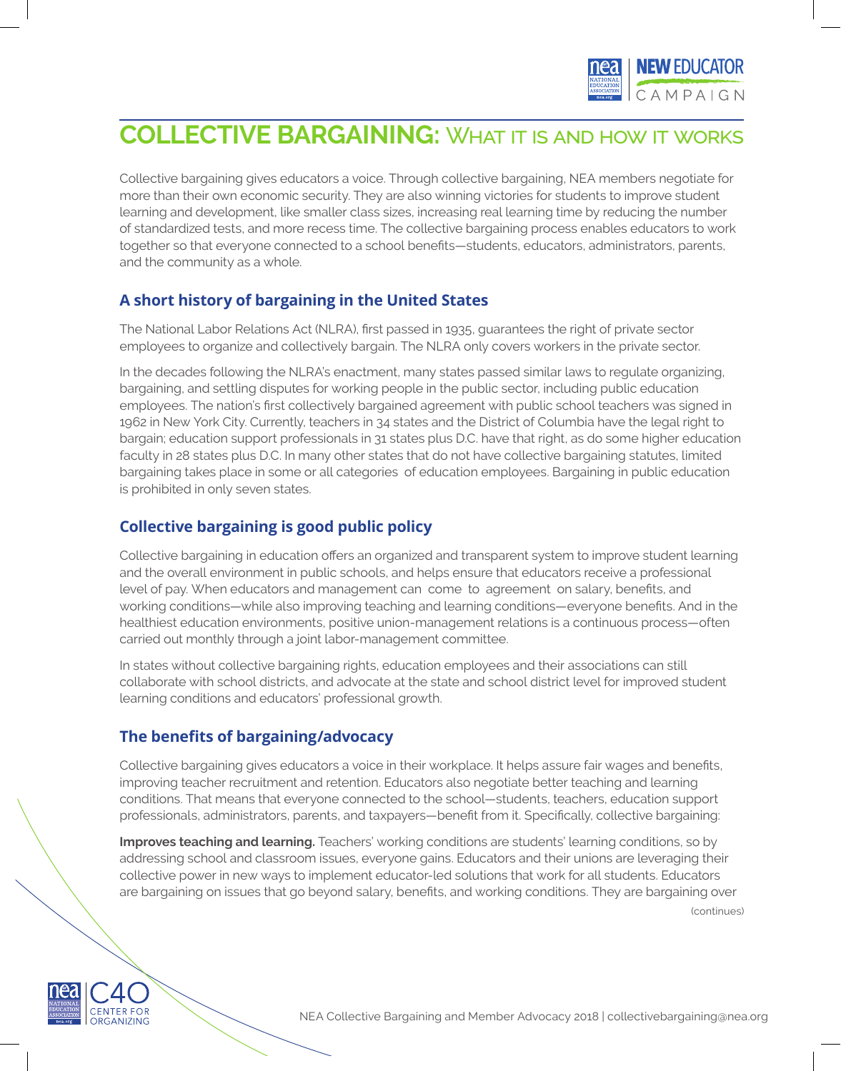# COLLECTIVE BARGAINING: What it is and how it works

Collective bargaining gives educators a voice. Through collective bargaining, NEA members negotiate for more than their own economic security. They are also winning victories for students to improve student learning and development, like smaller class sizes, increasing real learning time by reducing the number of standardized tests, and more recess time. The collective bargaining process enables educators to work together so that everyone connected to a school benefits—students, educators, administrators, parents, and the community as a whole.

## A short history of bargaining in the United States

The National Labor Relations Act (NLRA), first passed in 1935, guarantees the right of private sector employees to organize and collectively bargain. The NLRA only covers workers in the private sector.

In the decades following the NLRA's enactment, many states passed similar laws to regulate organizing, bargaining, and settling disputes for working people in the public sector, including public education employees. The nation's first collectively bargained agreement with public school teachers was signed in 1962 in New York City. Currently, teachers in 34 states and the District of Columbia have the legal right to bargain; education support professionals in 31 states plus D.C. have that right, as do some higher education faculty in 28 states plus D.C. In many other states that do not have collective bargaining statutes, limited bargaining takes place in some or all categories of education employees. Bargaining in public education is prohibited in only seven states.

## Collective bargaining is good public policy

Collective bargaining in education offers an organized and transparent system to improve student learning and the overall environment in public schools, and helps ensure that educators receive a professional level of pay. When educators and management can come to agreement on salary, benefits, and working conditions—while also improving teaching and learning conditions—everyone benefits. And in the healthiest education environments, positive union-management relations is a continuous process—often carried out monthly through a joint labor-management committee.

In states without collective bargaining rights, education employees and their associations can still collaborate with school districts, and advocate at the state and school district level for improved student learning conditions and educators' professional growth.

## The benefits of bargaining/advocacy

Collective bargaining gives educators a voice in their workplace. It helps assure fair wages and benefits, improving teacher recruitment and retention. Educators also negotiate better teaching and learning conditions. That means that everyone connected to the school—students, teachers, education support professionals, administrators, parents, and taxpayers—benefit from it. Specifically, collective bargaining:

**Improves teaching and learning.** Teachers' working conditions are students' learning conditions, so by addressing school and classroom issues, everyone gains. Educators and their unions are leveraging their collective power in new ways to implement educator-led solutions that work for all students. Educators are bargaining on issues that go beyond salary, benefits, and working conditions. They are bargaining over

(continues)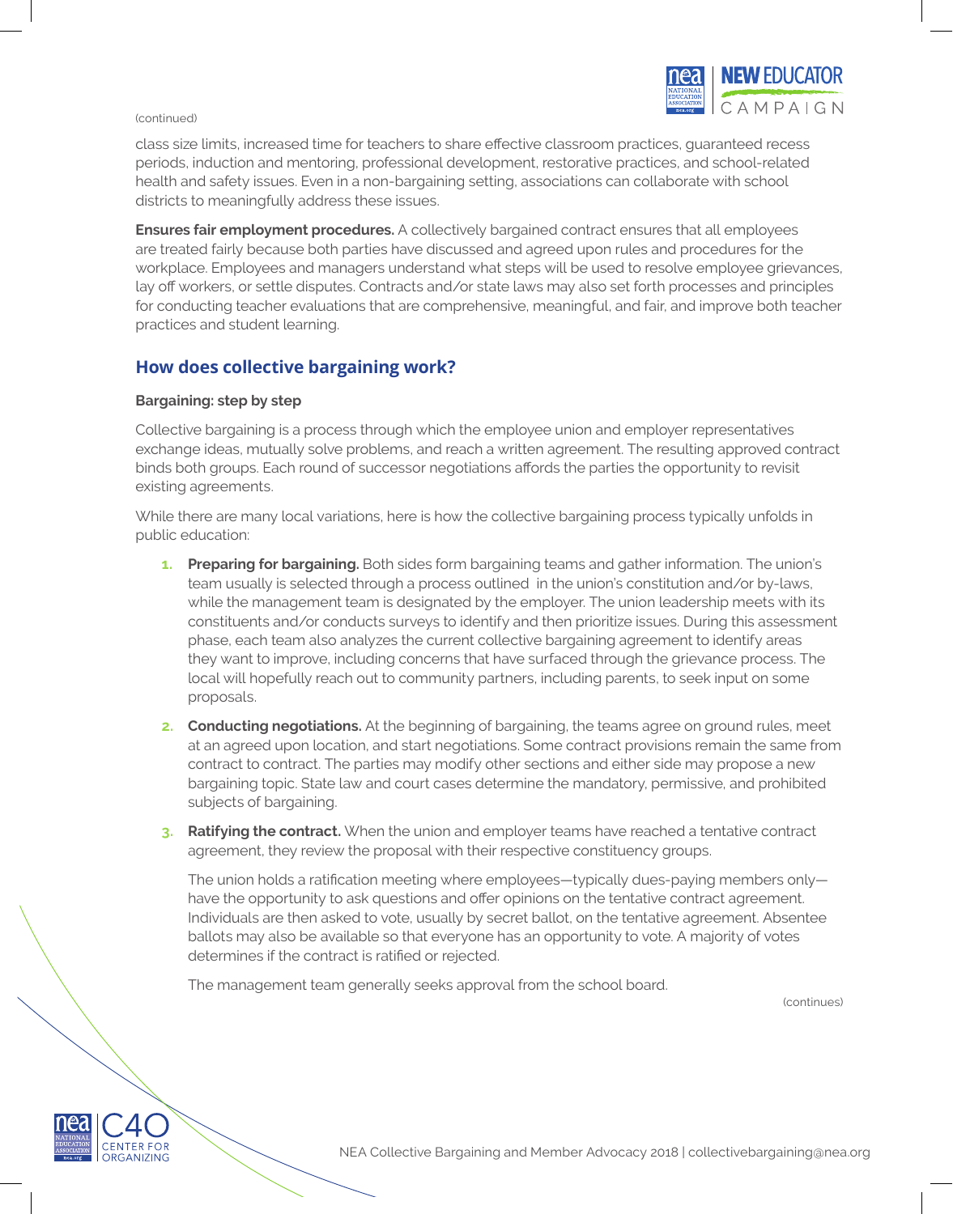(continued)

class size limits, increased time for teachers to share effective classroom practices, guaranteed recess periods, induction and mentoring, professional development, restorative practices, and school-related health and safety issues. Even in a non-bargaining setting, associations can collaborate with school districts to meaningfully address these issues.

**Ensures fair employment procedures.** A collectively bargained contract ensures that all employees are treated fairly because both parties have discussed and agreed upon rules and procedures for the workplace. Employees and managers understand what steps will be used to resolve employee grievances, lay off workers, or settle disputes. Contracts and/or state laws may also set forth processes and principles for conducting teacher evaluations that are comprehensive, meaningful, and fair, and improve both teacher practices and student learning.

## How does collective bargaining work?

### Bargaining: step by step

Collective bargaining is a process through which the employee union and employer representatives exchange ideas, mutually solve problems, and reach a written agreement. The resulting approved contract binds both groups. Each round of successor negotiations affords the parties the opportunity to revisit existing agreements.

While there are many local variations, here is how the collective bargaining process typically unfolds in public education:

1. **Preparing for bargaining.** Both sides form bargaining teams and gather information. The union's team usually is selected through a process outlined in the union's constitution and/or by-laws, while the management team is designated by the employer. The union leadership meets with its constituents and/or conducts surveys to identify and then prioritize issues. During this assessment phase, each team also analyzes the current collective bargaining agreement to identify areas they want to improve, including concerns that have surfaced through the grievance process. The local will hopefully reach out to community partners, including parents, to seek input on some proposals.

2. **Conducting negotiations.** At the beginning of bargaining, the teams agree on ground rules, meet at an agreed upon location, and start negotiations. Some contract provisions remain the same from contract to contract. The parties may modify other sections and either side may propose a new bargaining topic. State law and court cases determine the mandatory, permissive, and prohibited subjects of bargaining.

3. **Ratifying the contract.** When the union and employer teams have reached a tentative contract agreement, they review the proposal with their respective constituency groups.

   The union holds a ratification meeting where employees—typically dues-paying members only—have the opportunity to ask questions and offer opinions on the tentative contract agreement. Individuals are then asked to vote, usually by secret ballot, on the tentative agreement. Absentee ballots may also be available so that everyone has an opportunity to vote. A majority of votes determines if the contract is ratified or rejected.

   The management team generally seeks approval from the school board.

(continues)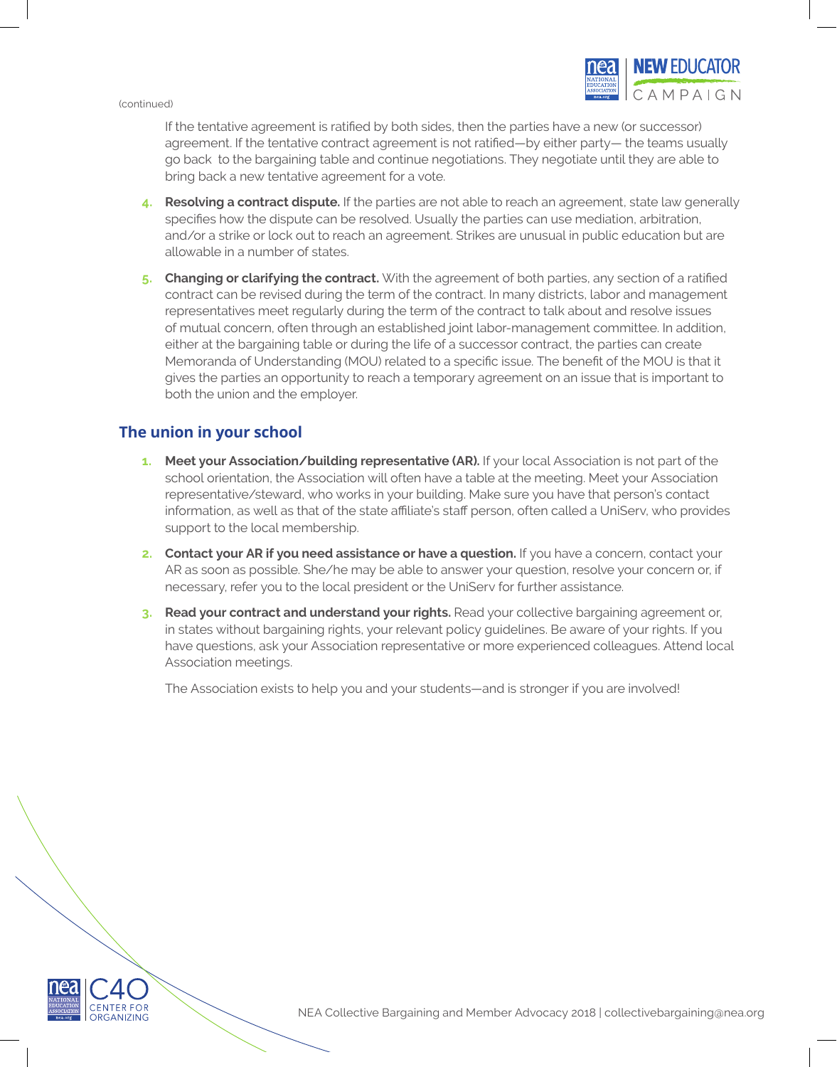(continued)

If the tentative agreement is ratified by both sides, then the parties have a new (or successor) agreement. If the tentative contract agreement is not ratified—by either party— the teams usually go back to the bargaining table and continue negotiations. They negotiate until they are able to bring back a new tentative agreement for a vote.

4. **Resolving a contract dispute.** If the parties are not able to reach an agreement, state law generally specifies how the dispute can be resolved. Usually the parties can use mediation, arbitration, and/or a strike or lock out to reach an agreement. Strikes are unusual in public education but are allowable in a number of states.

5. **Changing or clarifying the contract.** With the agreement of both parties, any section of a ratified contract can be revised during the term of the contract. In many districts, labor and management representatives meet regularly during the term of the contract to talk about and resolve issues of mutual concern, often through an established joint labor-management committee. In addition, either at the bargaining table or during the life of a successor contract, the parties can create Memoranda of Understanding (MOU) related to a specific issue. The benefit of the MOU is that it gives the parties an opportunity to reach a temporary agreement on an issue that is important to both the union and the employer.

## The union in your school

1. **Meet your Association/building representative (AR).** If your local Association is not part of the school orientation, the Association will often have a table at the meeting. Meet your Association representative/steward, who works in your building. Make sure you have that person's contact information, as well as that of the state affiliate's staff person, often called a UniServ, who provides support to the local membership.

2. **Contact your AR if you need assistance or have a question.** If you have a concern, contact your AR as soon as possible. She/he may be able to answer your question, resolve your concern or, if necessary, refer you to the local president or the UniServ for further assistance.

3. **Read your contract and understand your rights.** Read your collective bargaining agreement or, in states without bargaining rights, your relevant policy guidelines. Be aware of your rights. If you have questions, ask your Association representative or more experienced colleagues. Attend local Association meetings.

   The Association exists to help you and your students—and is stronger if you are involved!

NEA Collective Bargaining and Member Advocacy 2018 | collectivebargaining@nea.org